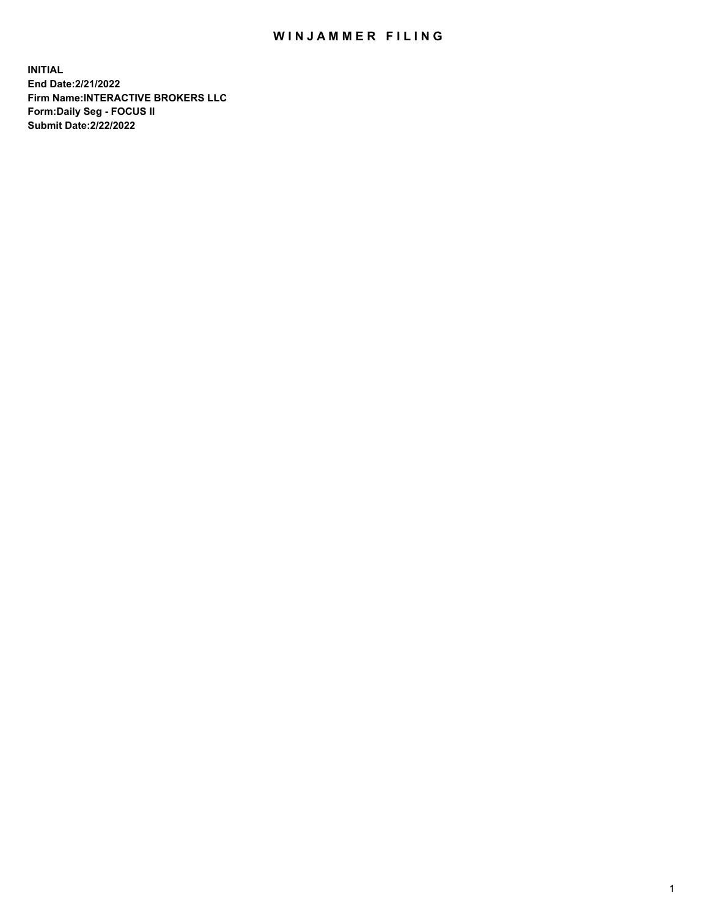# WINJAMMER FILING

**INITIAL**
**End Date:2/21/2022**
**Firm Name:INTERACTIVE BROKERS LLC**
**Form:Daily Seg - FOCUS II**
**Submit Date:2/22/2022**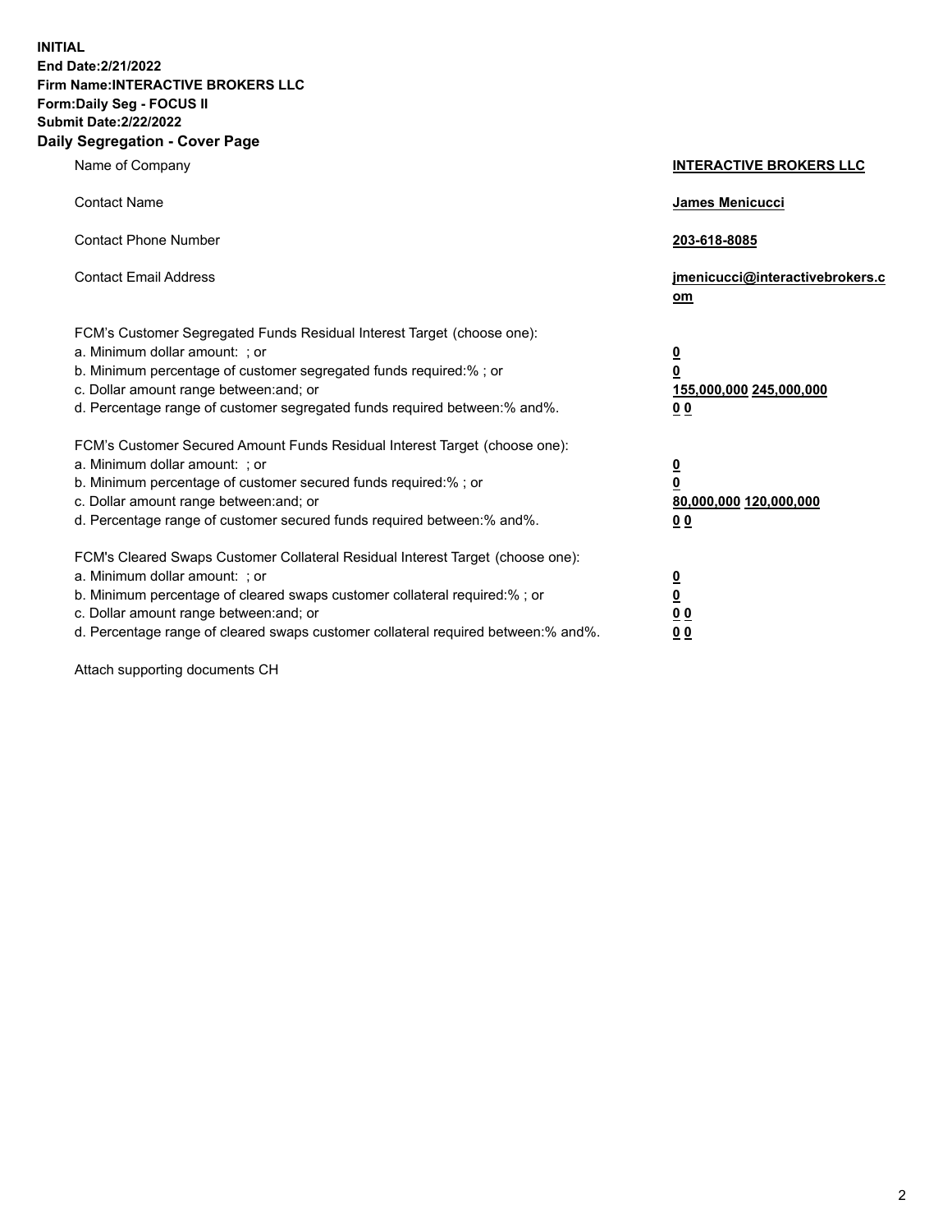**INITIAL**
**End Date:2/21/2022**
**Firm Name:INTERACTIVE BROKERS LLC**
**Form:Daily Seg - FOCUS II**
**Submit Date:2/22/2022**

## Daily Segregation - Cover Page

| | |
|---|---|
| Name of Company | **INTERACTIVE BROKERS LLC** |
| Contact Name | **James Menicucci** |
| Contact Phone Number | **203-618-8085** |
| Contact Email Address | **jmenicucci@interactivebrokers.com** |

FCM's Customer Segregated Funds Residual Interest Target (choose one):

| | |
|---|---|
| a. Minimum dollar amount: ; or | **0** |
| b. Minimum percentage of customer segregated funds required:% ; or | **0** |
| c. Dollar amount range between:and; or | **155,000,000** **245,000,000** |
| d. Percentage range of customer segregated funds required between:% and%. | **0** **0** |

FCM's Customer Secured Amount Funds Residual Interest Target (choose one):

| | |
|---|---|
| a. Minimum dollar amount: ; or | **0** |
| b. Minimum percentage of customer secured funds required:% ; or | **0** |
| c. Dollar amount range between:and; or | **80,000,000** **120,000,000** |
| d. Percentage range of customer secured funds required between:% and%. | **0** **0** |

FCM's Cleared Swaps Customer Collateral Residual Interest Target (choose one):

| | |
|---|---|
| a. Minimum dollar amount: ; or | **0** |
| b. Minimum percentage of cleared swaps customer collateral required:% ; or | **0** |
| c. Dollar amount range between:and; or | **0** **0** |
| d. Percentage range of cleared swaps customer collateral required between:% and%. | **0** **0** |

Attach supporting documents CH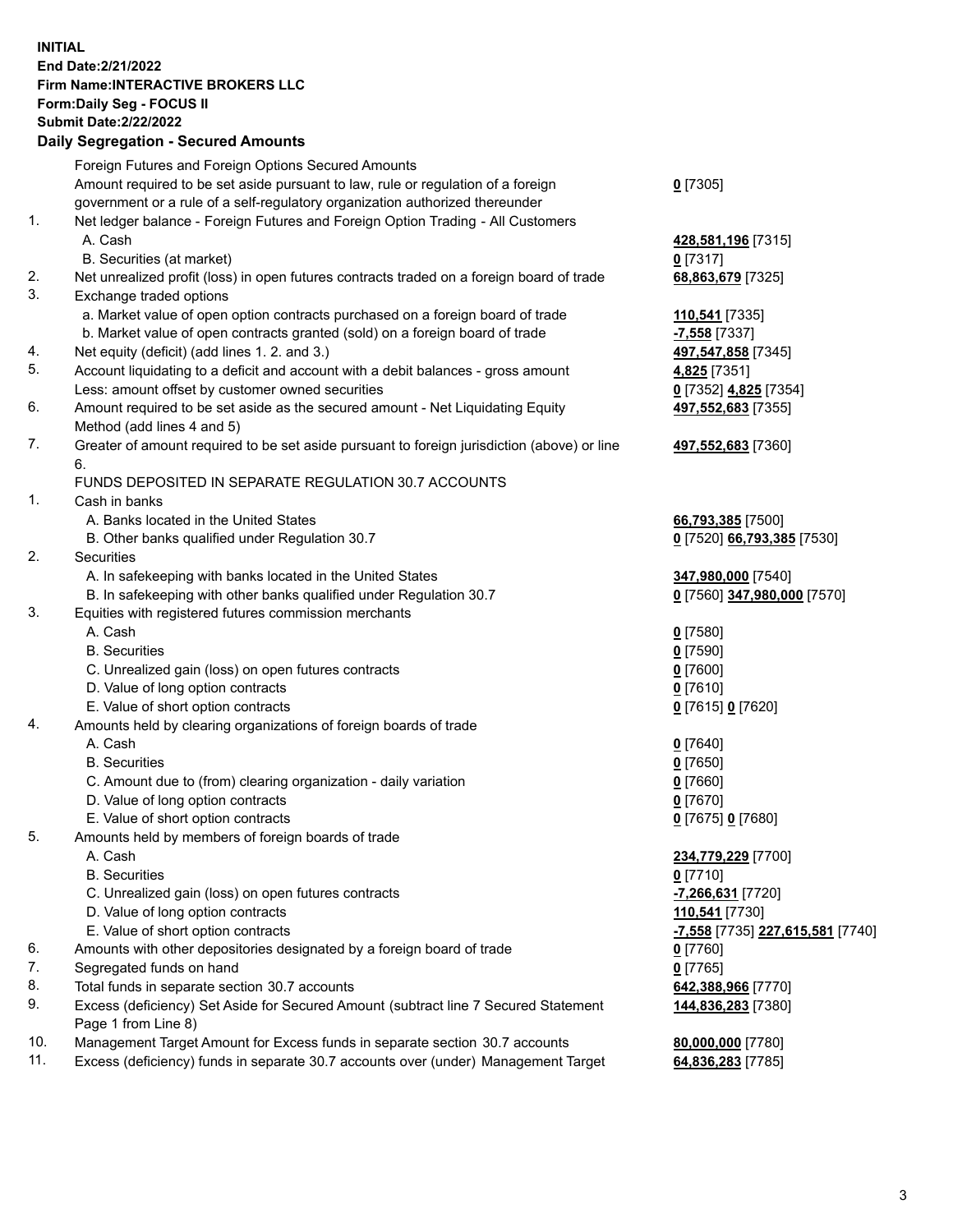**INITIAL**
**End Date:2/21/2022**
**Firm Name:INTERACTIVE BROKERS LLC**
**Form:Daily Seg - FOCUS II**
**Submit Date:2/22/2022**

## Daily Segregation - Secured Amounts

| | | |
|---|---|---|
| | Foreign Futures and Foreign Options Secured Amounts | |
| | Amount required to be set aside pursuant to law, rule or regulation of a foreign government or a rule of a self-regulatory organization authorized thereunder | **0** [7305] |
| 1. | Net ledger balance - Foreign Futures and Foreign Option Trading - All Customers | |
| | A. Cash | **428,581,196** [7315] |
| | B. Securities (at market) | **0** [7317] |
| 2. | Net unrealized profit (loss) in open futures contracts traded on a foreign board of trade | **68,863,679** [7325] |
| 3. | Exchange traded options | |
| | a. Market value of open option contracts purchased on a foreign board of trade | **110,541** [7335] |
| | b. Market value of open contracts granted (sold) on a foreign board of trade | **-7,558** [7337] |
| 4. | Net equity (deficit) (add lines 1. 2. and 3.) | **497,547,858** [7345] |
| 5. | Account liquidating to a deficit and account with a debit balances - gross amount | **4,825** [7351] |
| | Less: amount offset by customer owned securities | **0** [7352] **4,825** [7354] |
| 6. | Amount required to be set aside as the secured amount - Net Liquidating Equity Method (add lines 4 and 5) | **497,552,683** [7355] |
| 7. | Greater of amount required to be set aside pursuant to foreign jurisdiction (above) or line 6. | **497,552,683** [7360] |
| | FUNDS DEPOSITED IN SEPARATE REGULATION 30.7 ACCOUNTS | |
| 1. | Cash in banks | |
| | A. Banks located in the United States | **66,793,385** [7500] |
| | B. Other banks qualified under Regulation 30.7 | **0** [7520] **66,793,385** [7530] |
| 2. | Securities | |
| | A. In safekeeping with banks located in the United States | **347,980,000** [7540] |
| | B. In safekeeping with other banks qualified under Regulation 30.7 | **0** [7560] **347,980,000** [7570] |
| 3. | Equities with registered futures commission merchants | |
| | A. Cash | **0** [7580] |
| | B. Securities | **0** [7590] |
| | C. Unrealized gain (loss) on open futures contracts | **0** [7600] |
| | D. Value of long option contracts | **0** [7610] |
| | E. Value of short option contracts | **0** [7615] **0** [7620] |
| 4. | Amounts held by clearing organizations of foreign boards of trade | |
| | A. Cash | **0** [7640] |
| | B. Securities | **0** [7650] |
| | C. Amount due to (from) clearing organization - daily variation | **0** [7660] |
| | D. Value of long option contracts | **0** [7670] |
| | E. Value of short option contracts | **0** [7675] **0** [7680] |
| 5. | Amounts held by members of foreign boards of trade | |
| | A. Cash | **234,779,229** [7700] |
| | B. Securities | **0** [7710] |
| | C. Unrealized gain (loss) on open futures contracts | **-7,266,631** [7720] |
| | D. Value of long option contracts | **110,541** [7730] |
| | E. Value of short option contracts | **-7,558** [7735] **227,615,581** [7740] |
| 6. | Amounts with other depositories designated by a foreign board of trade | **0** [7760] |
| 7. | Segregated funds on hand | **0** [7765] |
| 8. | Total funds in separate section 30.7 accounts | **642,388,966** [7770] |
| 9. | Excess (deficiency) Set Aside for Secured Amount (subtract line 7 Secured Statement Page 1 from Line 8) | **144,836,283** [7380] |
| 10. | Management Target Amount for Excess funds in separate section 30.7 accounts | **80,000,000** [7780] |
| 11. | Excess (deficiency) funds in separate 30.7 accounts over (under) Management Target | **64,836,283** [7785] |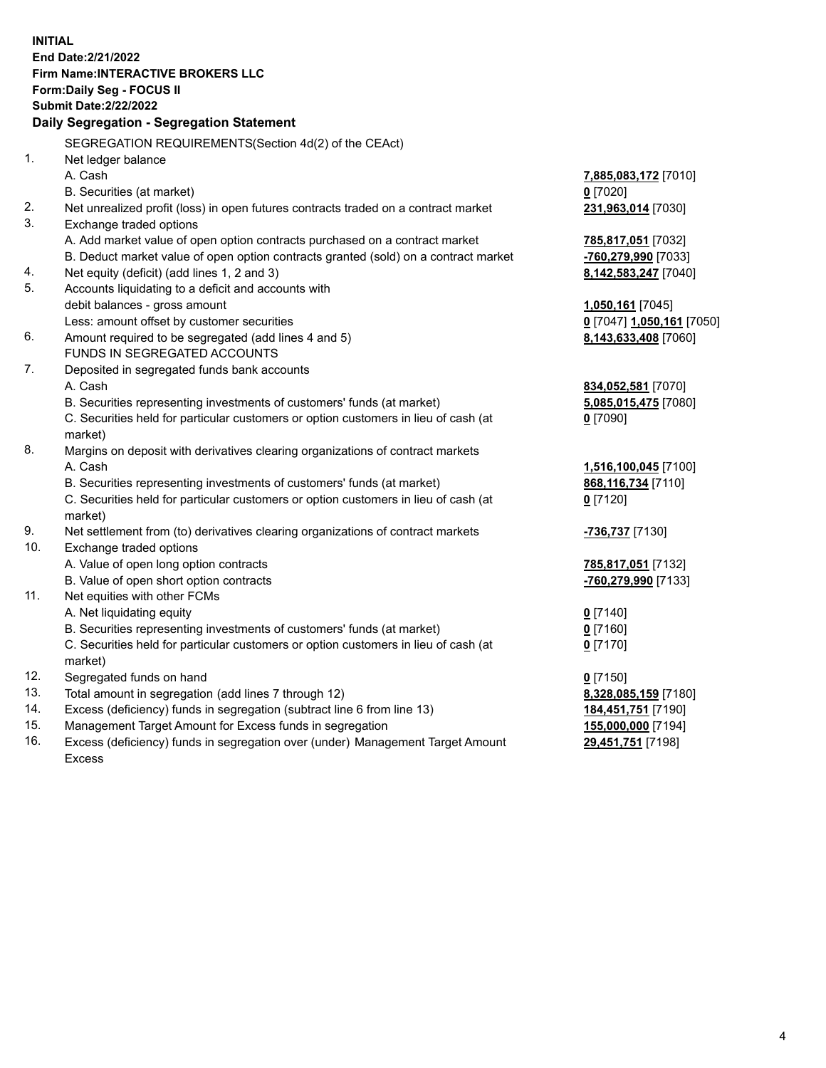**INITIAL**
**End Date:2/21/2022**
**Firm Name:INTERACTIVE BROKERS LLC**
**Form:Daily Seg - FOCUS II**
**Submit Date:2/22/2022**

## Daily Segregation - Segregation Statement

| | | |
|---|---|---|
| | SEGREGATION REQUIREMENTS(Section 4d(2) of the CEAct) | |
| 1. | Net ledger balance | |
| | A. Cash | **7,885,083,172** [7010] |
| | B. Securities (at market) | **0** [7020] |
| 2. | Net unrealized profit (loss) in open futures contracts traded on a contract market | **231,963,014** [7030] |
| 3. | Exchange traded options | |
| | A. Add market value of open option contracts purchased on a contract market | **785,817,051** [7032] |
| | B. Deduct market value of open option contracts granted (sold) on a contract market | **-760,279,990** [7033] |
| 4. | Net equity (deficit) (add lines 1, 2 and 3) | **8,142,583,247** [7040] |
| 5. | Accounts liquidating to a deficit and accounts with debit balances - gross amount | **1,050,161** [7045] |
| | Less: amount offset by customer securities | **0** [7047] **1,050,161** [7050] |
| 6. | Amount required to be segregated (add lines 4 and 5) | **8,143,633,408** [7060] |
| | FUNDS IN SEGREGATED ACCOUNTS | |
| 7. | Deposited in segregated funds bank accounts | |
| | A. Cash | **834,052,581** [7070] |
| | B. Securities representing investments of customers' funds (at market) | **5,085,015,475** [7080] |
| | C. Securities held for particular customers or option customers in lieu of cash (at market) | **0** [7090] |
| 8. | Margins on deposit with derivatives clearing organizations of contract markets | |
| | A. Cash | **1,516,100,045** [7100] |
| | B. Securities representing investments of customers' funds (at market) | **868,116,734** [7110] |
| | C. Securities held for particular customers or option customers in lieu of cash (at market) | **0** [7120] |
| 9. | Net settlement from (to) derivatives clearing organizations of contract markets | **-736,737** [7130] |
| 10. | Exchange traded options | |
| | A. Value of open long option contracts | **785,817,051** [7132] |
| | B. Value of open short option contracts | **-760,279,990** [7133] |
| 11. | Net equities with other FCMs | |
| | A. Net liquidating equity | **0** [7140] |
| | B. Securities representing investments of customers' funds (at market) | **0** [7160] |
| | C. Securities held for particular customers or option customers in lieu of cash (at market) | **0** [7170] |
| 12. | Segregated funds on hand | **0** [7150] |
| 13. | Total amount in segregation (add lines 7 through 12) | **8,328,085,159** [7180] |
| 14. | Excess (deficiency) funds in segregation (subtract line 6 from line 13) | **184,451,751** [7190] |
| 15. | Management Target Amount for Excess funds in segregation | **155,000,000** [7194] |
| 16. | Excess (deficiency) funds in segregation over (under) Management Target Amount Excess | **29,451,751** [7198] |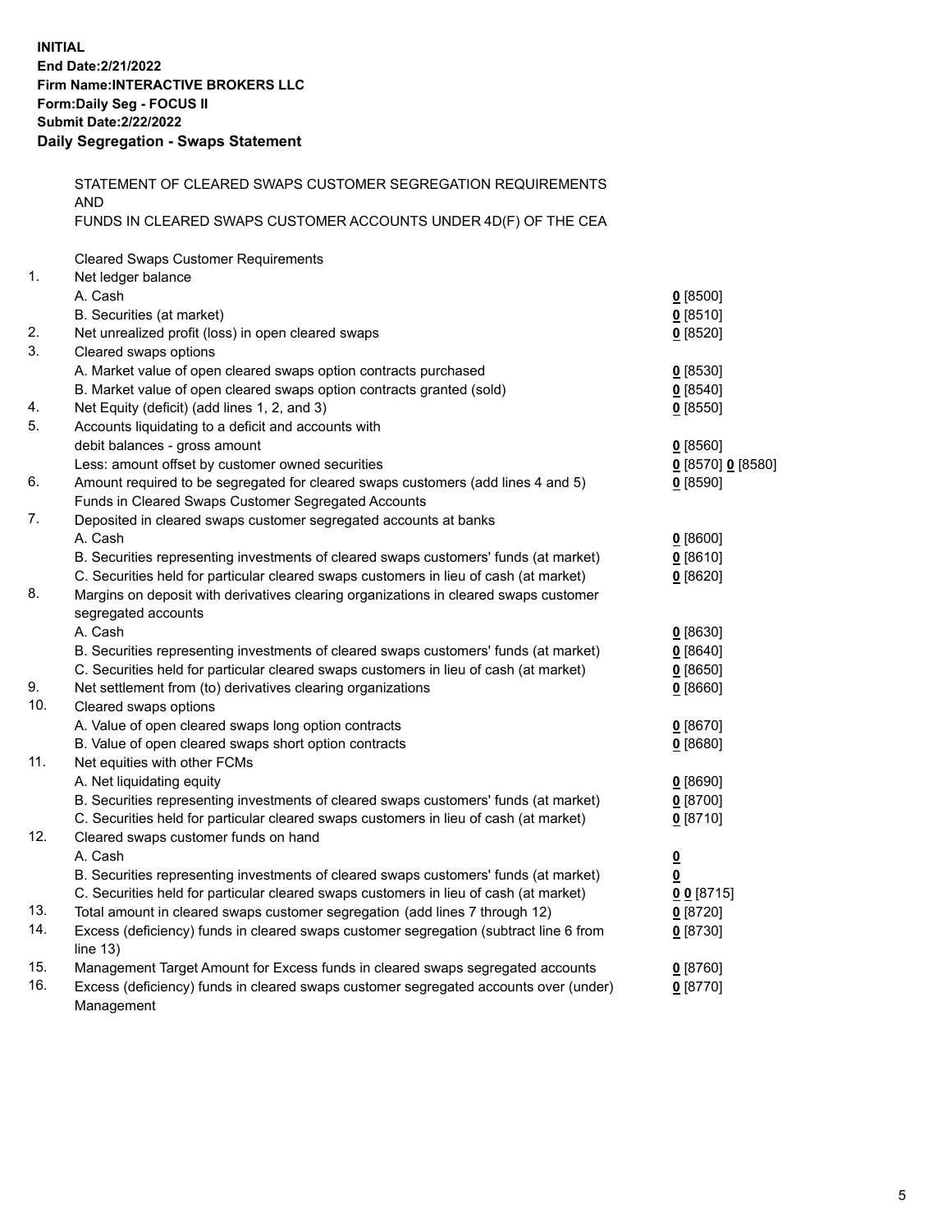**INITIAL**
**End Date:2/21/2022**
**Firm Name:INTERACTIVE BROKERS LLC**
**Form:Daily Seg - FOCUS II**
**Submit Date:2/22/2022**
**Daily Segregation - Swaps Statement**

STATEMENT OF CLEARED SWAPS CUSTOMER SEGREGATION REQUIREMENTS AND
FUNDS IN CLEARED SWAPS CUSTOMER ACCOUNTS UNDER 4D(F) OF THE CEA

| | | |
|---|---|---|
| | Cleared Swaps Customer Requirements | |
| 1. | Net ledger balance | |
| | A. Cash | 0 [8500] |
| | B. Securities (at market) | 0 [8510] |
| 2. | Net unrealized profit (loss) in open cleared swaps | 0 [8520] |
| 3. | Cleared swaps options | |
| | A. Market value of open cleared swaps option contracts purchased | 0 [8530] |
| | B. Market value of open cleared swaps option contracts granted (sold) | 0 [8540] |
| 4. | Net Equity (deficit) (add lines 1, 2, and 3) | 0 [8550] |
| 5. | Accounts liquidating to a deficit and accounts with | |
| | debit balances - gross amount | 0 [8560] |
| | Less: amount offset by customer owned securities | 0 [8570] 0 [8580] |
| 6. | Amount required to be segregated for cleared swaps customers (add lines 4 and 5) | 0 [8590] |
| | Funds in Cleared Swaps Customer Segregated Accounts | |
| 7. | Deposited in cleared swaps customer segregated accounts at banks | |
| | A. Cash | 0 [8600] |
| | B. Securities representing investments of cleared swaps customers' funds (at market) | 0 [8610] |
| | C. Securities held for particular cleared swaps customers in lieu of cash (at market) | 0 [8620] |
| 8. | Margins on deposit with derivatives clearing organizations in cleared swaps customer segregated accounts | |
| | A. Cash | 0 [8630] |
| | B. Securities representing investments of cleared swaps customers' funds (at market) | 0 [8640] |
| | C. Securities held for particular cleared swaps customers in lieu of cash (at market) | 0 [8650] |
| 9. | Net settlement from (to) derivatives clearing organizations | 0 [8660] |
| 10. | Cleared swaps options | |
| | A. Value of open cleared swaps long option contracts | 0 [8670] |
| | B. Value of open cleared swaps short option contracts | 0 [8680] |
| 11. | Net equities with other FCMs | |
| | A. Net liquidating equity | 0 [8690] |
| | B. Securities representing investments of cleared swaps customers' funds (at market) | 0 [8700] |
| | C. Securities held for particular cleared swaps customers in lieu of cash (at market) | 0 [8710] |
| 12. | Cleared swaps customer funds on hand | |
| | A. Cash | 0 |
| | B. Securities representing investments of cleared swaps customers' funds (at market) | 0 |
| | C. Securities held for particular cleared swaps customers in lieu of cash (at market) | 0 0 [8715] |
| 13. | Total amount in cleared swaps customer segregation (add lines 7 through 12) | 0 [8720] |
| 14. | Excess (deficiency) funds in cleared swaps customer segregation (subtract line 6 from line 13) | 0 [8730] |
| 15. | Management Target Amount for Excess funds in cleared swaps segregated accounts | 0 [8760] |
| 16. | Excess (deficiency) funds in cleared swaps customer segregated accounts over (under) Management | 0 [8770] |